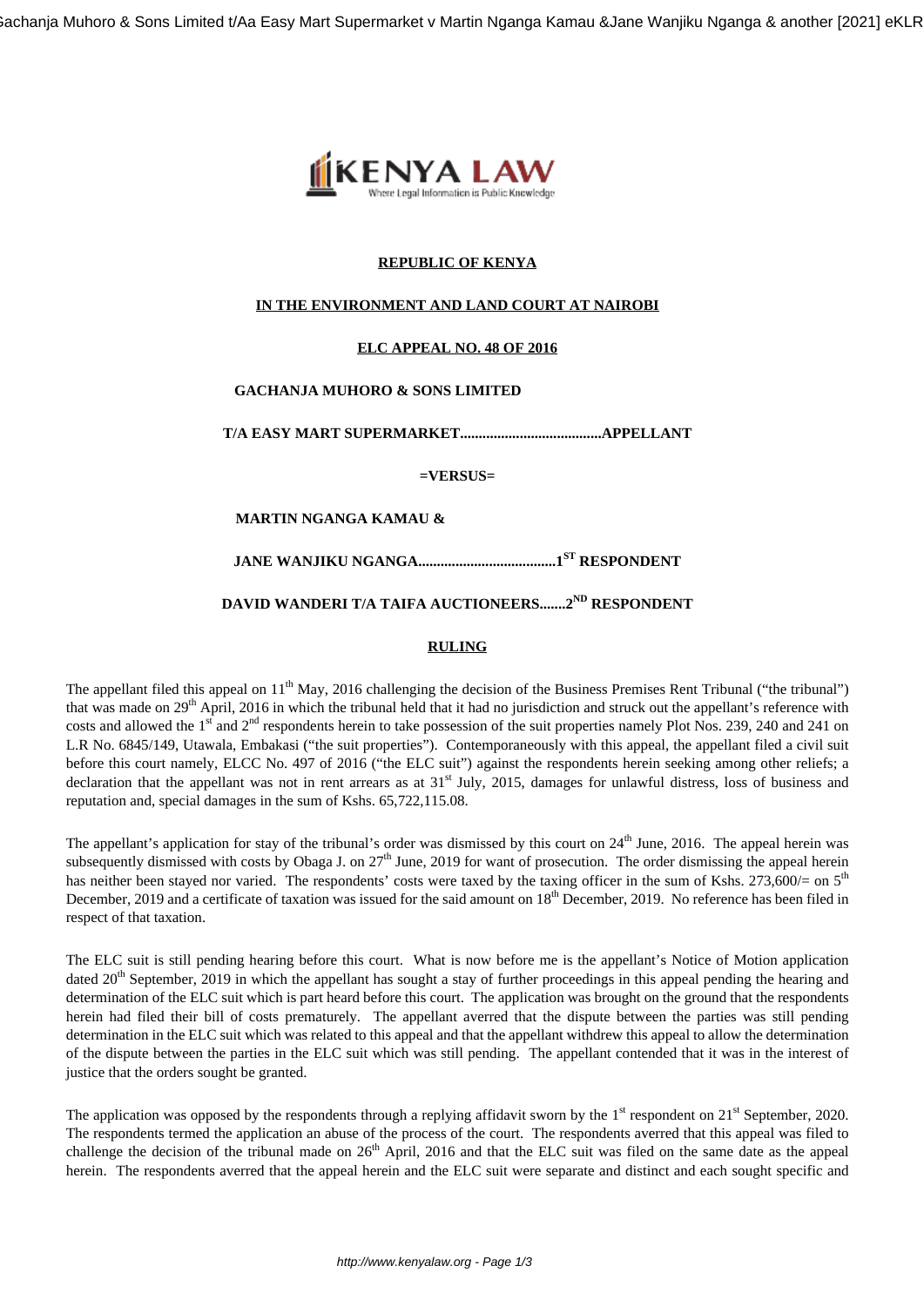**REPUBLIC OF KENYA**

**IN THE ENVIRONMENT AND LAND COURT AT NAIROBI**

**ELC APPEAL NO. 48 OF 2016**

**GACHANJA MUHORO & SONS LIMITED**

**T/A EASY MART SUPERMARKET.....................................APPELLANT**

**=VERSUS=**

**MARTIN NGANGA KAMAU &**

**JANE WANJIKU NGANGA....................................1ST RESPONDENT**

**DAVID WANDERI T/A TAIFA AUCTIONEERS.......2ND RESPONDENT**

**RULING**

The appellant filed this appeal on 11th May, 2016 challenging the decision of the Business Premises Rent Tribunal ("the tribunal") that was made on 29th April, 2016 in which the tribunal held that it had no jurisdiction and struck out the appellant's reference with costs and allowed the 1st and 2nd respondents herein to take possession of the suit properties namely Plot Nos. 239, 240 and 241 on L.R No. 6845/149, Utawala, Embakasi ("the suit properties"). Contemporaneously with this appeal, the appellant filed a civil suit before this court namely, ELCC No. 497 of 2016 ("the ELC suit") against the respondents herein seeking among other reliefs; a declaration that the appellant was not in rent arrears as at 31st July, 2015, damages for unlawful distress, loss of business and reputation and, special damages in the sum of Kshs. 65,722,115.08.

The appellant's application for stay of the tribunal's order was dismissed by this court on 24th June, 2016. The appeal herein was subsequently dismissed with costs by Obaga J. on 27th June, 2019 for want of prosecution. The order dismissing the appeal herein has neither been stayed nor varied. The respondents' costs were taxed by the taxing officer in the sum of Kshs. 273,600/= on 5th December, 2019 and a certificate of taxation was issued for the said amount on 18th December, 2019. No reference has been filed in respect of that taxation.

The ELC suit is still pending hearing before this court. What is now before me is the appellant's Notice of Motion application dated 20th September, 2019 in which the appellant has sought a stay of further proceedings in this appeal pending the hearing and determination of the ELC suit which is part heard before this court. The application was brought on the ground that the respondents herein had filed their bill of costs prematurely. The appellant averred that the dispute between the parties was still pending determination in the ELC suit which was related to this appeal and that the appellant withdrew this appeal to allow the determination of the dispute between the parties in the ELC suit which was still pending. The appellant contended that it was in the interest of justice that the orders sought be granted.

The application was opposed by the respondents through a replying affidavit sworn by the 1st respondent on 21st September, 2020. The respondents termed the application an abuse of the process of the court. The respondents averred that this appeal was filed to challenge the decision of the tribunal made on 26th April, 2016 and that the ELC suit was filed on the same date as the appeal herein. The respondents averred that the appeal herein and the ELC suit were separate and distinct and each sought specific and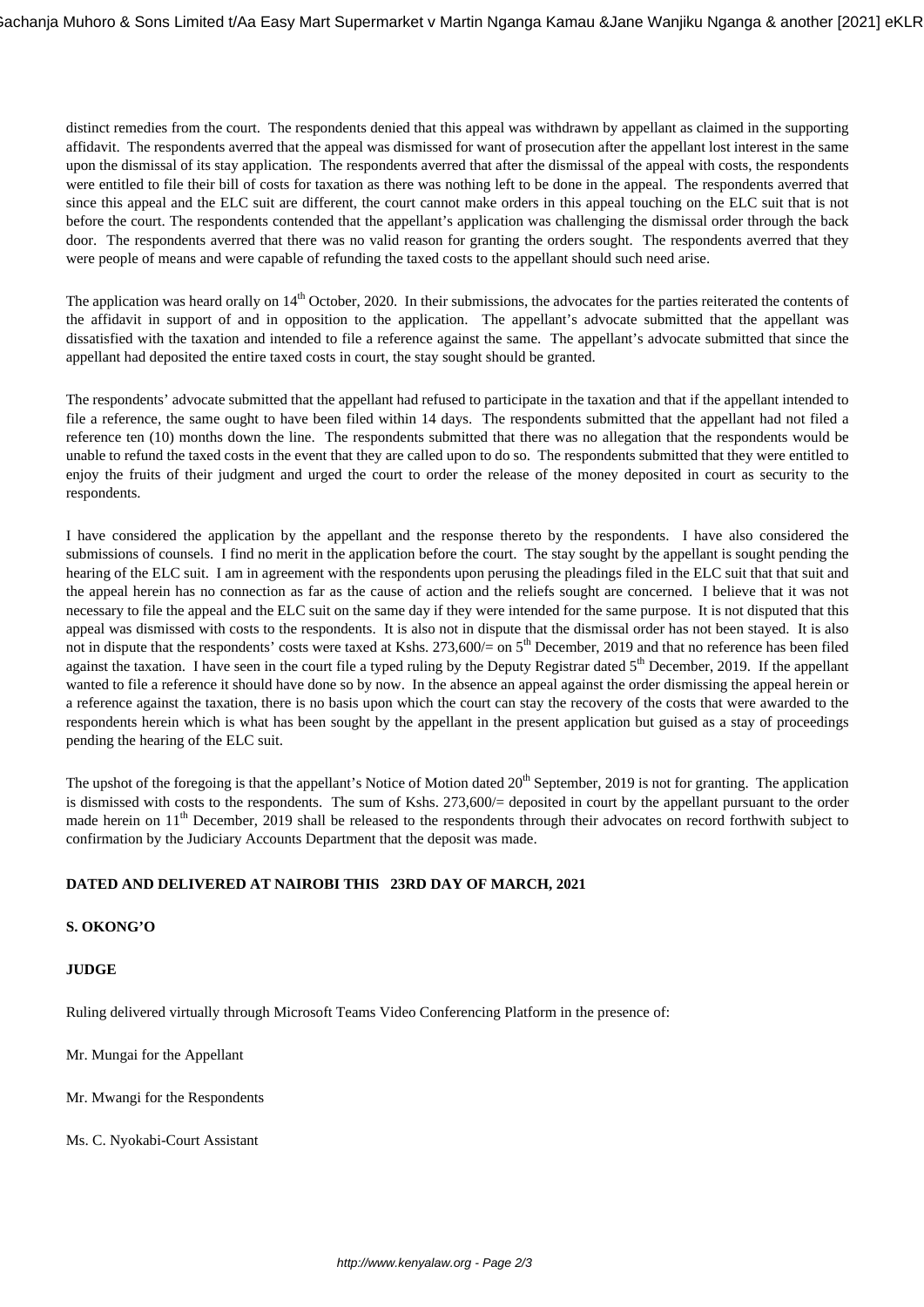distinct remedies from the court. The respondents denied that this appeal was withdrawn by appellant as claimed in the supporting affidavit. The respondents averred that the appeal was dismissed for want of prosecution after the appellant lost interest in the same upon the dismissal of its stay application. The respondents averred that after the dismissal of the appeal with costs, the respondents were entitled to file their bill of costs for taxation as there was nothing left to be done in the appeal. The respondents averred that since this appeal and the ELC suit are different, the court cannot make orders in this appeal touching on the ELC suit that is not before the court. The respondents contended that the appellant's application was challenging the dismissal order through the back door. The respondents averred that there was no valid reason for granting the orders sought. The respondents averred that they were people of means and were capable of refunding the taxed costs to the appellant should such need arise.

The application was heard orally on 14th October, 2020. In their submissions, the advocates for the parties reiterated the contents of the affidavit in support of and in opposition to the application. The appellant's advocate submitted that the appellant was dissatisfied with the taxation and intended to file a reference against the same. The appellant's advocate submitted that since the appellant had deposited the entire taxed costs in court, the stay sought should be granted.

The respondents' advocate submitted that the appellant had refused to participate in the taxation and that if the appellant intended to file a reference, the same ought to have been filed within 14 days. The respondents submitted that the appellant had not filed a reference ten (10) months down the line. The respondents submitted that there was no allegation that the respondents would be unable to refund the taxed costs in the event that they are called upon to do so. The respondents submitted that they were entitled to enjoy the fruits of their judgment and urged the court to order the release of the money deposited in court as security to the respondents.

I have considered the application by the appellant and the response thereto by the respondents. I have also considered the submissions of counsels. I find no merit in the application before the court. The stay sought by the appellant is sought pending the hearing of the ELC suit. I am in agreement with the respondents upon perusing the pleadings filed in the ELC suit that that suit and the appeal herein has no connection as far as the cause of action and the reliefs sought are concerned. I believe that it was not necessary to file the appeal and the ELC suit on the same day if they were intended for the same purpose. It is not disputed that this appeal was dismissed with costs to the respondents. It is also not in dispute that the dismissal order has not been stayed. It is also not in dispute that the respondents' costs were taxed at Kshs. 273,600/= on 5th December, 2019 and that no reference has been filed against the taxation. I have seen in the court file a typed ruling by the Deputy Registrar dated 5th December, 2019. If the appellant wanted to file a reference it should have done so by now. In the absence an appeal against the order dismissing the appeal herein or a reference against the taxation, there is no basis upon which the court can stay the recovery of the costs that were awarded to the respondents herein which is what has been sought by the appellant in the present application but guised as a stay of proceedings pending the hearing of the ELC suit.

The upshot of the foregoing is that the appellant's Notice of Motion dated 20th September, 2019 is not for granting. The application is dismissed with costs to the respondents. The sum of Kshs. 273,600/= deposited in court by the appellant pursuant to the order made herein on 11th December, 2019 shall be released to the respondents through their advocates on record forthwith subject to confirmation by the Judiciary Accounts Department that the deposit was made.

**DATED AND DELIVERED AT NAIROBI THIS 23RD DAY OF MARCH, 2021**

**S. OKONG'O**

**JUDGE**

Ruling delivered virtually through Microsoft Teams Video Conferencing Platform in the presence of:

Mr. Mungai for the Appellant

Mr. Mwangi for the Respondents

Ms. C. Nyokabi-Court Assistant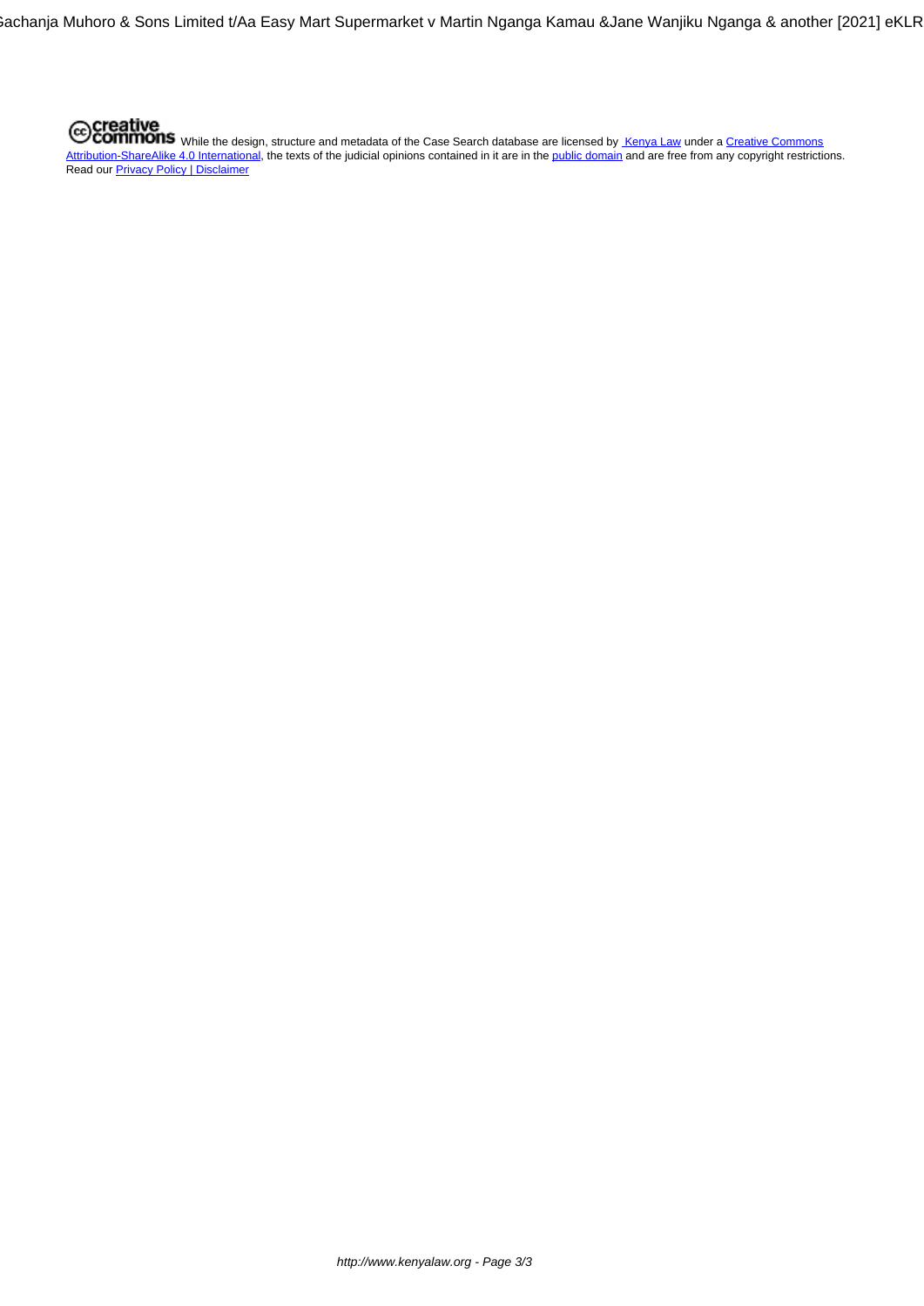creative commons While the design, structure and metadata of the Case Search database are licensed by Kenya Law under a Creative Commons Attribution-ShareAlike 4.0 International, the texts of the judicial opinions contained in it are in the public domain and are free from any copyright restrictions. Read our Privacy Policy | Disclaimer